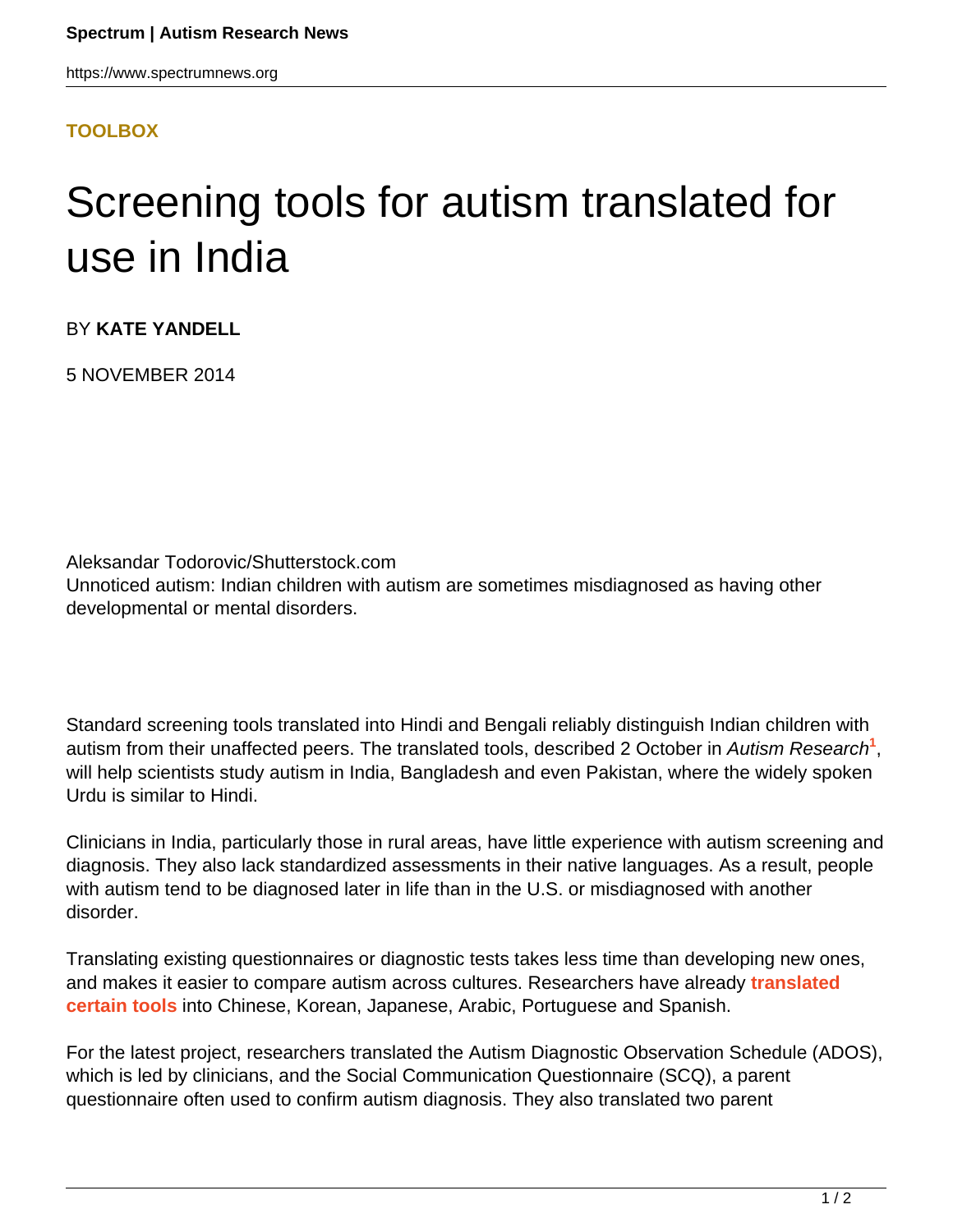TOOLBOX

# Screening tools for autism translated for use in India

BY **KATE YANDELL**

5 NOVEMBER 2014

Aleksandar Todorovic/Shutterstock.com
Unnoticed autism: Indian children with autism are sometimes misdiagnosed as having other developmental or mental disorders.

Standard screening tools translated into Hindi and Bengali reliably distinguish Indian children with autism from their unaffected peers. The translated tools, described 2 October in *Autism Research*[1], will help scientists study autism in India, Bangladesh and even Pakistan, where the widely spoken Urdu is similar to Hindi.

Clinicians in India, particularly those in rural areas, have little experience with autism screening and diagnosis. They also lack standardized assessments in their native languages. As a result, people with autism tend to be diagnosed later in life than in the U.S. or misdiagnosed with another disorder.

Translating existing questionnaires or diagnostic tests takes less time than developing new ones, and makes it easier to compare autism across cultures. Researchers have already **translated certain tools** into Chinese, Korean, Japanese, Arabic, Portuguese and Spanish.

For the latest project, researchers translated the Autism Diagnostic Observation Schedule (ADOS), which is led by clinicians, and the Social Communication Questionnaire (SCQ), a parent questionnaire often used to confirm autism diagnosis. They also translated two parent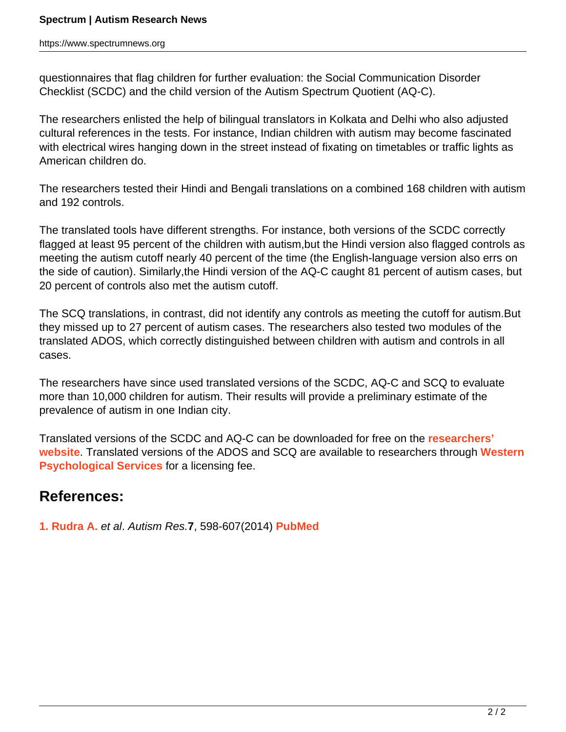questionnaires that flag children for further evaluation: the Social Communication Disorder Checklist (SCDC) and the child version of the Autism Spectrum Quotient (AQ-C).

The researchers enlisted the help of bilingual translators in Kolkata and Delhi who also adjusted cultural references in the tests. For instance, Indian children with autism may become fascinated with electrical wires hanging down in the street instead of fixating on timetables or traffic lights as American children do.

The researchers tested their Hindi and Bengali translations on a combined 168 children with autism and 192 controls.

The translated tools have different strengths. For instance, both versions of the SCDC correctly flagged at least 95 percent of the children with autism,but the Hindi version also flagged controls as meeting the autism cutoff nearly 40 percent of the time (the English-language version also errs on the side of caution). Similarly,the Hindi version of the AQ-C caught 81 percent of autism cases, but 20 percent of controls also met the autism cutoff.

The SCQ translations, in contrast, did not identify any controls as meeting the cutoff for autism.But they missed up to 27 percent of autism cases. The researchers also tested two modules of the translated ADOS, which correctly distinguished between children with autism and controls in all cases.

The researchers have since used translated versions of the SCDC, AQ-C and SCQ to evaluate more than 10,000 children for autism. Their results will provide a preliminary estimate of the prevalence of autism in one Indian city.

Translated versions of the SCDC and AQ-C can be downloaded for free on the **researchers' website**. Translated versions of the ADOS and SCQ are available to researchers through **Western Psychological Services** for a licensing fee.

## References:

**1. Rudra A.** *et al*. *Autism Res.***7**, 598-607(2014) **PubMed**